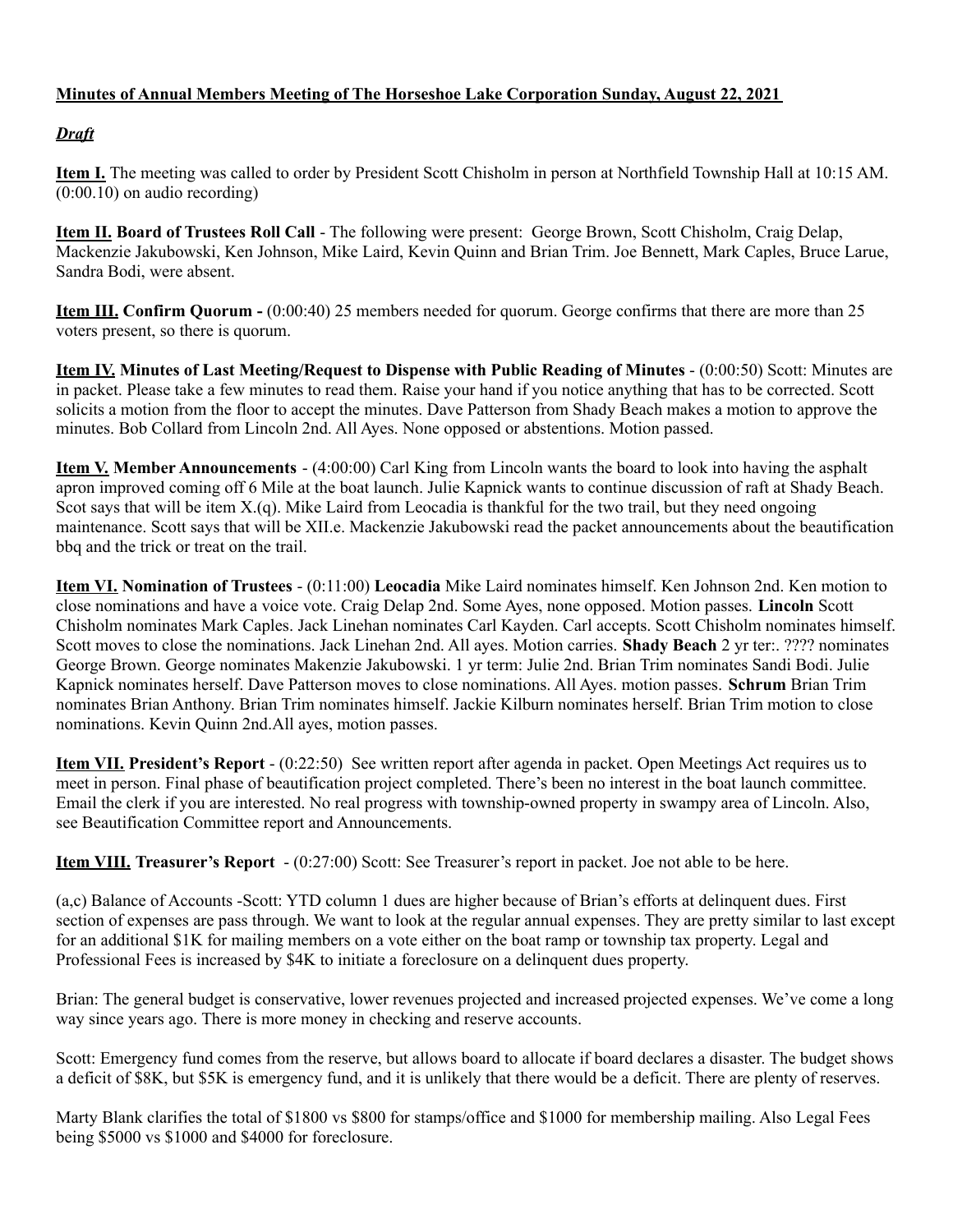**Minutes of Annual Members Meeting of The Horseshoe Lake Corporation Sunday, August 22, 2021**

***Draft***

**Item I.** The meeting was called to order by President Scott Chisholm in person at Northfield Township Hall at 10:15 AM. (0:00.10) on audio recording)

**Item II. Board of Trustees Roll Call** - The following were present: George Brown, Scott Chisholm, Craig Delap, Mackenzie Jakubowski, Ken Johnson, Mike Laird, Kevin Quinn and Brian Trim. Joe Bennett, Mark Caples, Bruce Larue, Sandra Bodi, were absent.

**Item III. Confirm Quorum -** (0:00:40) 25 members needed for quorum. George confirms that there are more than 25 voters present, so there is quorum.

**Item IV. Minutes of Last Meeting/Request to Dispense with Public Reading of Minutes** - (0:00:50) Scott: Minutes are in packet. Please take a few minutes to read them. Raise your hand if you notice anything that has to be corrected. Scott solicits a motion from the floor to accept the minutes. Dave Patterson from Shady Beach makes a motion to approve the minutes. Bob Collard from Lincoln 2nd. All Ayes. None opposed or abstentions. Motion passed.

**Item V. Member Announcements** - (4:00:00) Carl King from Lincoln wants the board to look into having the asphalt apron improved coming off 6 Mile at the boat launch. Julie Kapnick wants to continue discussion of raft at Shady Beach. Scot says that will be item X.(q). Mike Laird from Leocadia is thankful for the two trail, but they need ongoing maintenance. Scott says that will be XII.e. Mackenzie Jakubowski read the packet announcements about the beautification bbq and the trick or treat on the trail.

**Item VI. Nomination of Trustees** - (0:11:00) **Leocadia** Mike Laird nominates himself. Ken Johnson 2nd. Ken motion to close nominations and have a voice vote. Craig Delap 2nd. Some Ayes, none opposed. Motion passes. **Lincoln** Scott Chisholm nominates Mark Caples. Jack Linehan nominates Carl Kayden. Carl accepts. Scott Chisholm nominates himself. Scott moves to close the nominations. Jack Linehan 2nd. All ayes. Motion carries. **Shady Beach** 2 yr ter:. ???? nominates George Brown. George nominates Makenzie Jakubowski. 1 yr term: Julie 2nd. Brian Trim nominates Sandi Bodi. Julie Kapnick nominates herself. Dave Patterson moves to close nominations. All Ayes. motion passes. **Schrum** Brian Trim nominates Brian Anthony. Brian Trim nominates himself. Jackie Kilburn nominates herself. Brian Trim motion to close nominations. Kevin Quinn 2nd.All ayes, motion passes.

**Item VII. President's Report** - (0:22:50) See written report after agenda in packet. Open Meetings Act requires us to meet in person. Final phase of beautification project completed. There's been no interest in the boat launch committee. Email the clerk if you are interested. No real progress with township-owned property in swampy area of Lincoln. Also, see Beautification Committee report and Announcements.

**Item VIII. Treasurer's Report** - (0:27:00) Scott: See Treasurer's report in packet. Joe not able to be here.

(a,c) Balance of Accounts -Scott: YTD column 1 dues are higher because of Brian's efforts at delinquent dues. First section of expenses are pass through. We want to look at the regular annual expenses. They are pretty similar to last except for an additional $1K for mailing members on a vote either on the boat ramp or township tax property. Legal and Professional Fees is increased by $4K to initiate a foreclosure on a delinquent dues property.

Brian: The general budget is conservative, lower revenues projected and increased projected expenses. We've come a long way since years ago. There is more money in checking and reserve accounts.

Scott: Emergency fund comes from the reserve, but allows board to allocate if board declares a disaster. The budget shows a deficit of $8K, but $5K is emergency fund, and it is unlikely that there would be a deficit. There are plenty of reserves.

Marty Blank clarifies the total of $1800 vs $800 for stamps/office and $1000 for membership mailing. Also Legal Fees being $5000 vs $1000 and $4000 for foreclosure.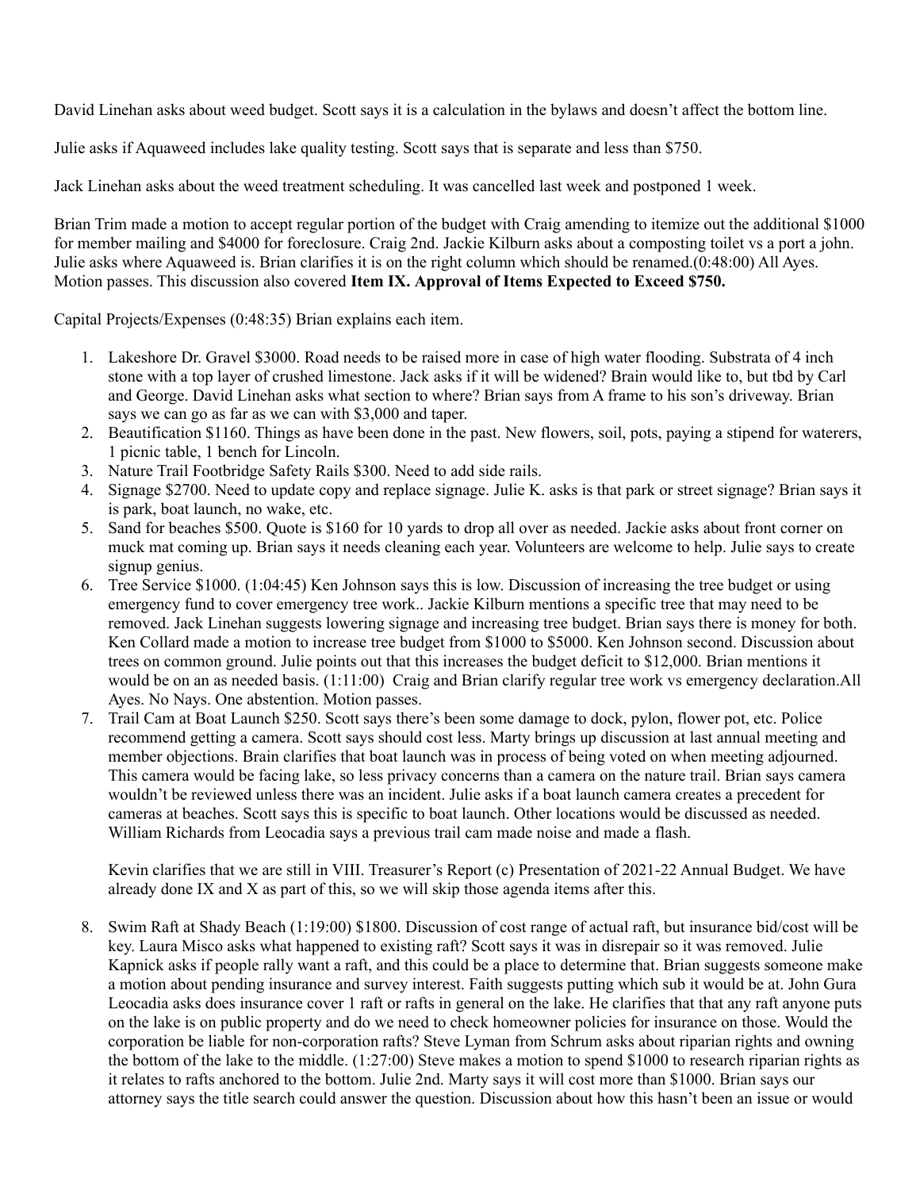David Linehan asks about weed budget. Scott says it is a calculation in the bylaws and doesn't affect the bottom line.

Julie asks if Aquaweed includes lake quality testing. Scott says that is separate and less than $750.

Jack Linehan asks about the weed treatment scheduling. It was cancelled last week and postponed 1 week.

Brian Trim made a motion to accept regular portion of the budget with Craig amending to itemize out the additional $1000 for member mailing and $4000 for foreclosure. Craig 2nd. Jackie Kilburn asks about a composting toilet vs a port a john. Julie asks where Aquaweed is. Brian clarifies it is on the right column which should be renamed.(0:48:00) All Ayes. Motion passes. This discussion also covered **Item IX. Approval of Items Expected to Exceed $750.**

Capital Projects/Expenses (0:48:35) Brian explains each item.

1. Lakeshore Dr. Gravel $3000. Road needs to be raised more in case of high water flooding. Substrata of 4 inch stone with a top layer of crushed limestone. Jack asks if it will be widened? Brain would like to, but tbd by Carl and George. David Linehan asks what section to where? Brian says from A frame to his son's driveway. Brian says we can go as far as we can with $3,000 and taper.
2. Beautification $1160. Things as have been done in the past. New flowers, soil, pots, paying a stipend for waterers, 1 picnic table, 1 bench for Lincoln.
3. Nature Trail Footbridge Safety Rails $300. Need to add side rails.
4. Signage $2700. Need to update copy and replace signage. Julie K. asks is that park or street signage? Brian says it is park, boat launch, no wake, etc.
5. Sand for beaches $500. Quote is $160 for 10 yards to drop all over as needed. Jackie asks about front corner on muck mat coming up. Brian says it needs cleaning each year. Volunteers are welcome to help. Julie says to create signup genius.
6. Tree Service $1000. (1:04:45) Ken Johnson says this is low. Discussion of increasing the tree budget or using emergency fund to cover emergency tree work.. Jackie Kilburn mentions a specific tree that may need to be removed. Jack Linehan suggests lowering signage and increasing tree budget. Brian says there is money for both. Ken Collard made a motion to increase tree budget from $1000 to $5000. Ken Johnson second. Discussion about trees on common ground. Julie points out that this increases the budget deficit to $12,000. Brian mentions it would be on an as needed basis. (1:11:00) Craig and Brian clarify regular tree work vs emergency declaration.All Ayes. No Nays. One abstention. Motion passes.
7. Trail Cam at Boat Launch $250. Scott says there's been some damage to dock, pylon, flower pot, etc. Police recommend getting a camera. Scott says should cost less. Marty brings up discussion at last annual meeting and member objections. Brain clarifies that boat launch was in process of being voted on when meeting adjourned. This camera would be facing lake, so less privacy concerns than a camera on the nature trail. Brian says camera wouldn't be reviewed unless there was an incident. Julie asks if a boat launch camera creates a precedent for cameras at beaches. Scott says this is specific to boat launch. Other locations would be discussed as needed. William Richards from Leocadia says a previous trail cam made noise and made a flash.

   Kevin clarifies that we are still in VIII. Treasurer's Report (c) Presentation of 2021-22 Annual Budget. We have already done IX and X as part of this, so we will skip those agenda items after this.

8. Swim Raft at Shady Beach (1:19:00) $1800. Discussion of cost range of actual raft, but insurance bid/cost will be key. Laura Misco asks what happened to existing raft? Scott says it was in disrepair so it was removed. Julie Kapnick asks if people rally want a raft, and this could be a place to determine that. Brian suggests someone make a motion about pending insurance and survey interest. Faith suggests putting which sub it would be at. John Gura Leocadia asks does insurance cover 1 raft or rafts in general on the lake. He clarifies that that any raft anyone puts on the lake is on public property and do we need to check homeowner policies for insurance on those. Would the corporation be liable for non-corporation rafts? Steve Lyman from Schrum asks about riparian rights and owning the bottom of the lake to the middle. (1:27:00) Steve makes a motion to spend $1000 to research riparian rights as it relates to rafts anchored to the bottom. Julie 2nd. Marty says it will cost more than $1000. Brian says our attorney says the title search could answer the question. Discussion about how this hasn't been an issue or would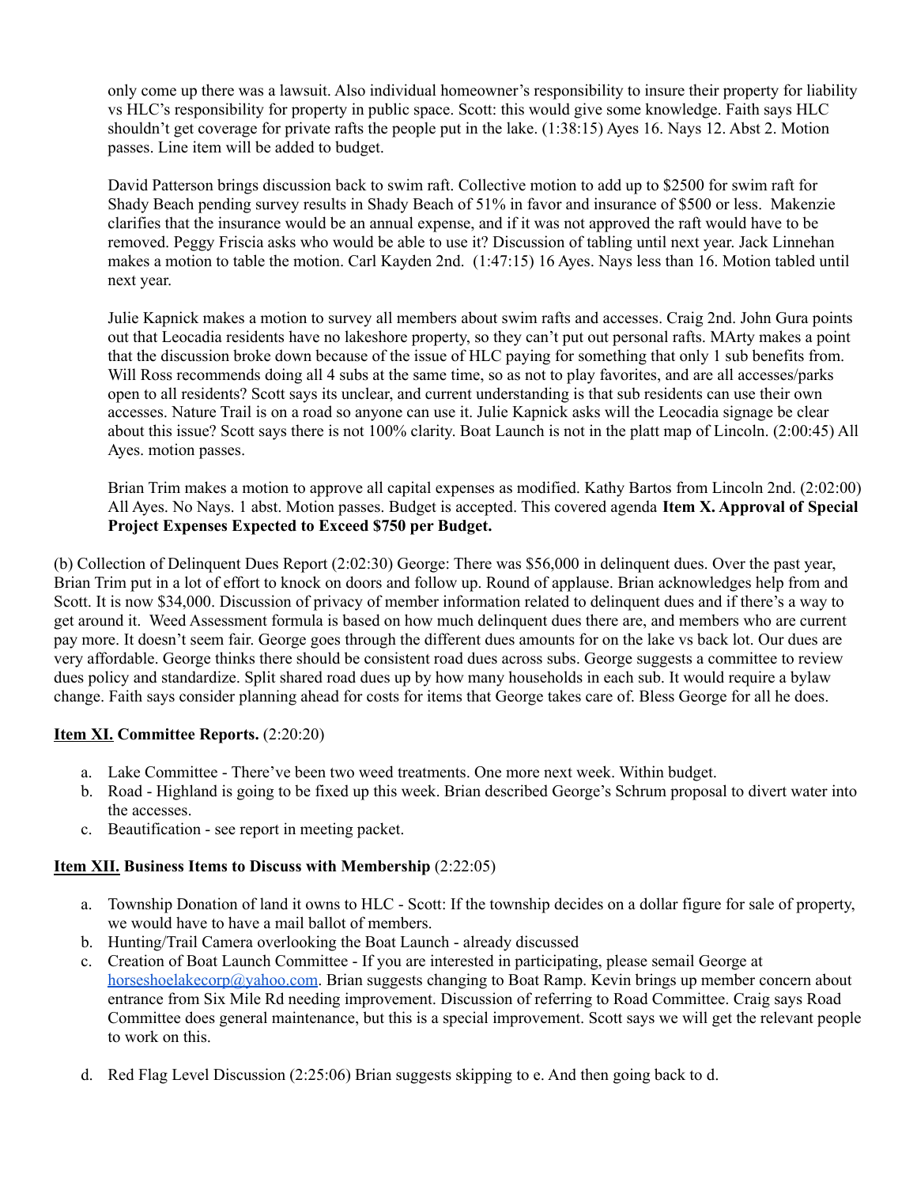only come up there was a lawsuit. Also individual homeowner's responsibility to insure their property for liability vs HLC's responsibility for property in public space. Scott: this would give some knowledge. Faith says HLC shouldn't get coverage for private rafts the people put in the lake. (1:38:15) Ayes 16. Nays 12. Abst 2. Motion passes. Line item will be added to budget.

David Patterson brings discussion back to swim raft. Collective motion to add up to $2500 for swim raft for Shady Beach pending survey results in Shady Beach of 51% in favor and insurance of $500 or less. Makenzie clarifies that the insurance would be an annual expense, and if it was not approved the raft would have to be removed. Peggy Friscia asks who would be able to use it? Discussion of tabling until next year. Jack Linnehan makes a motion to table the motion. Carl Kayden 2nd. (1:47:15) 16 Ayes. Nays less than 16. Motion tabled until next year.

Julie Kapnick makes a motion to survey all members about swim rafts and accesses. Craig 2nd. John Gura points out that Leocadia residents have no lakeshore property, so they can't put out personal rafts. MArty makes a point that the discussion broke down because of the issue of HLC paying for something that only 1 sub benefits from. Will Ross recommends doing all 4 subs at the same time, so as not to play favorites, and are all accesses/parks open to all residents? Scott says its unclear, and current understanding is that sub residents can use their own accesses. Nature Trail is on a road so anyone can use it. Julie Kapnick asks will the Leocadia signage be clear about this issue? Scott says there is not 100% clarity. Boat Launch is not in the platt map of Lincoln. (2:00:45) All Ayes. motion passes.

Brian Trim makes a motion to approve all capital expenses as modified. Kathy Bartos from Lincoln 2nd. (2:02:00) All Ayes. No Nays. 1 abst. Motion passes. Budget is accepted. This covered agenda **Item X. Approval of Special Project Expenses Expected to Exceed $750 per Budget.**

(b) Collection of Delinquent Dues Report (2:02:30) George: There was $56,000 in delinquent dues. Over the past year, Brian Trim put in a lot of effort to knock on doors and follow up. Round of applause. Brian acknowledges help from and Scott. It is now $34,000. Discussion of privacy of member information related to delinquent dues and if there's a way to get around it. Weed Assessment formula is based on how much delinquent dues there are, and members who are current pay more. It doesn't seem fair. George goes through the different dues amounts for on the lake vs back lot. Our dues are very affordable. George thinks there should be consistent road dues across subs. George suggests a committee to review dues policy and standardize. Split shared road dues up by how many households in each sub. It would require a bylaw change. Faith says consider planning ahead for costs for items that George takes care of. Bless George for all he does.

**Item XI. Committee Reports.** (2:20:20)

a. Lake Committee - There've been two weed treatments. One more next week. Within budget.
b. Road - Highland is going to be fixed up this week. Brian described George's Schrum proposal to divert water into the accesses.
c. Beautification - see report in meeting packet.

**Item XII. Business Items to Discuss with Membership** (2:22:05)

a. Township Donation of land it owns to HLC - Scott: If the township decides on a dollar figure for sale of property, we would have to have a mail ballot of members.
b. Hunting/Trail Camera overlooking the Boat Launch - already discussed
c. Creation of Boat Launch Committee - If you are interested in participating, please semail George at horseshoelakecorp@yahoo.com. Brian suggests changing to Boat Ramp. Kevin brings up member concern about entrance from Six Mile Rd needing improvement. Discussion of referring to Road Committee. Craig says Road Committee does general maintenance, but this is a special improvement. Scott says we will get the relevant people to work on this.
d. Red Flag Level Discussion (2:25:06) Brian suggests skipping to e. And then going back to d.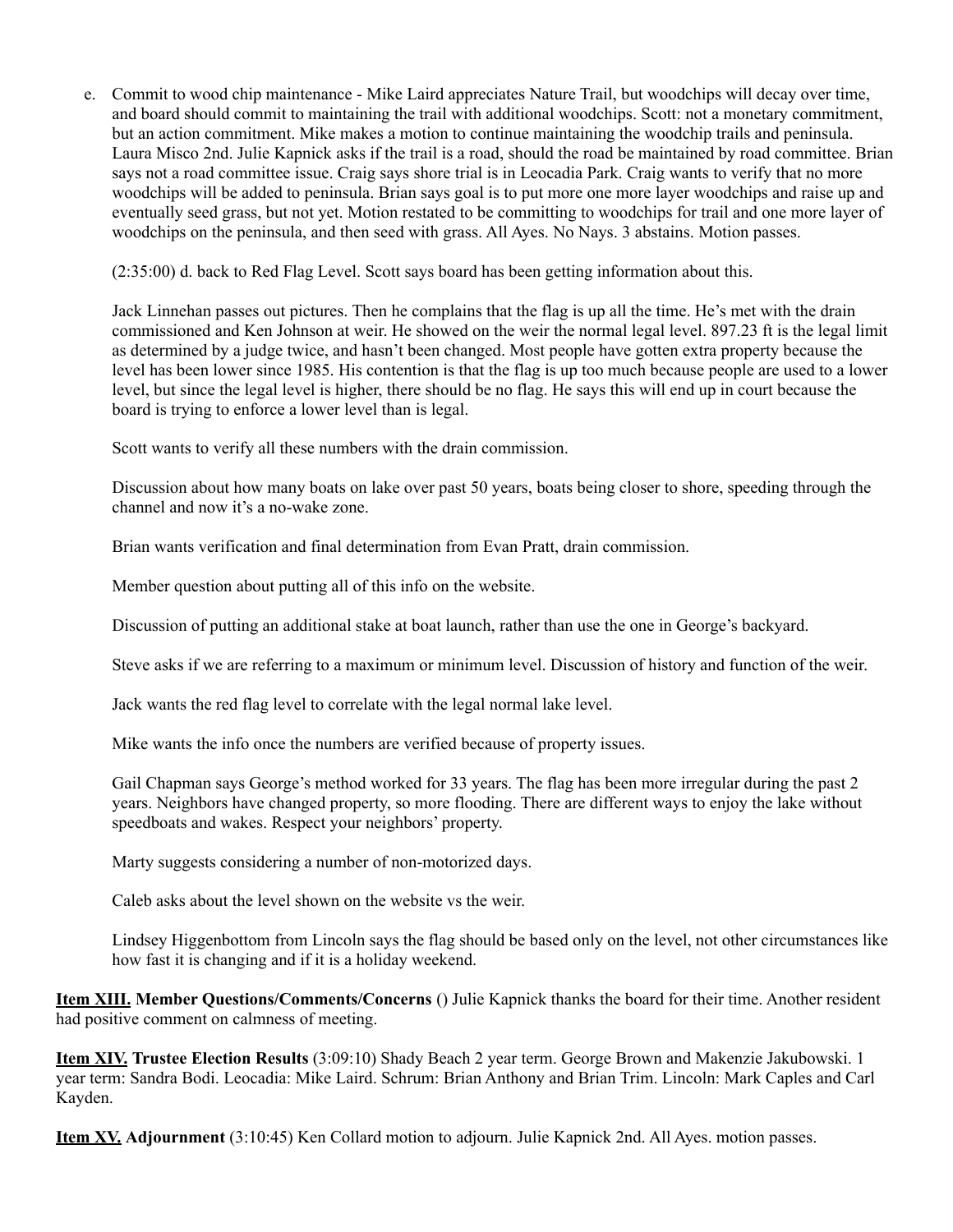e. Commit to wood chip maintenance - Mike Laird appreciates Nature Trail, but woodchips will decay over time, and board should commit to maintaining the trail with additional woodchips. Scott: not a monetary commitment, but an action commitment. Mike makes a motion to continue maintaining the woodchip trails and peninsula. Laura Misco 2nd. Julie Kapnick asks if the trail is a road, should the road be maintained by road committee. Brian says not a road committee issue. Craig says shore trial is in Leocadia Park. Craig wants to verify that no more woodchips will be added to peninsula. Brian says goal is to put more one more layer woodchips and raise up and eventually seed grass, but not yet. Motion restated to be committing to woodchips for trail and one more layer of woodchips on the peninsula, and then seed with grass. All Ayes. No Nays. 3 abstains. Motion passes.

(2:35:00) d. back to Red Flag Level. Scott says board has been getting information about this.

Jack Linnehan passes out pictures. Then he complains that the flag is up all the time. He's met with the drain commissioned and Ken Johnson at weir. He showed on the weir the normal legal level. 897.23 ft is the legal limit as determined by a judge twice, and hasn't been changed. Most people have gotten extra property because the level has been lower since 1985. His contention is that the flag is up too much because people are used to a lower level, but since the legal level is higher, there should be no flag. He says this will end up in court because the board is trying to enforce a lower level than is legal.

Scott wants to verify all these numbers with the drain commission.

Discussion about how many boats on lake over past 50 years, boats being closer to shore, speeding through the channel and now it's a no-wake zone.

Brian wants verification and final determination from Evan Pratt, drain commission.

Member question about putting all of this info on the website.

Discussion of putting an additional stake at boat launch, rather than use the one in George's backyard.

Steve asks if we are referring to a maximum or minimum level. Discussion of history and function of the weir.

Jack wants the red flag level to correlate with the legal normal lake level.

Mike wants the info once the numbers are verified because of property issues.

Gail Chapman says George's method worked for 33 years. The flag has been more irregular during the past 2 years. Neighbors have changed property, so more flooding. There are different ways to enjoy the lake without speedboats and wakes. Respect your neighbors' property.

Marty suggests considering a number of non-motorized days.

Caleb asks about the level shown on the website vs the weir.

Lindsey Higgenbottom from Lincoln says the flag should be based only on the level, not other circumstances like how fast it is changing and if it is a holiday weekend.

**Item XIII. Member Questions/Comments/Concerns** () Julie Kapnick thanks the board for their time. Another resident had positive comment on calmness of meeting.

**Item XIV. Trustee Election Results** (3:09:10) Shady Beach 2 year term. George Brown and Makenzie Jakubowski. 1 year term: Sandra Bodi. Leocadia: Mike Laird. Schrum: Brian Anthony and Brian Trim. Lincoln: Mark Caples and Carl Kayden.

**Item XV. Adjournment** (3:10:45) Ken Collard motion to adjourn. Julie Kapnick 2nd. All Ayes. motion passes.